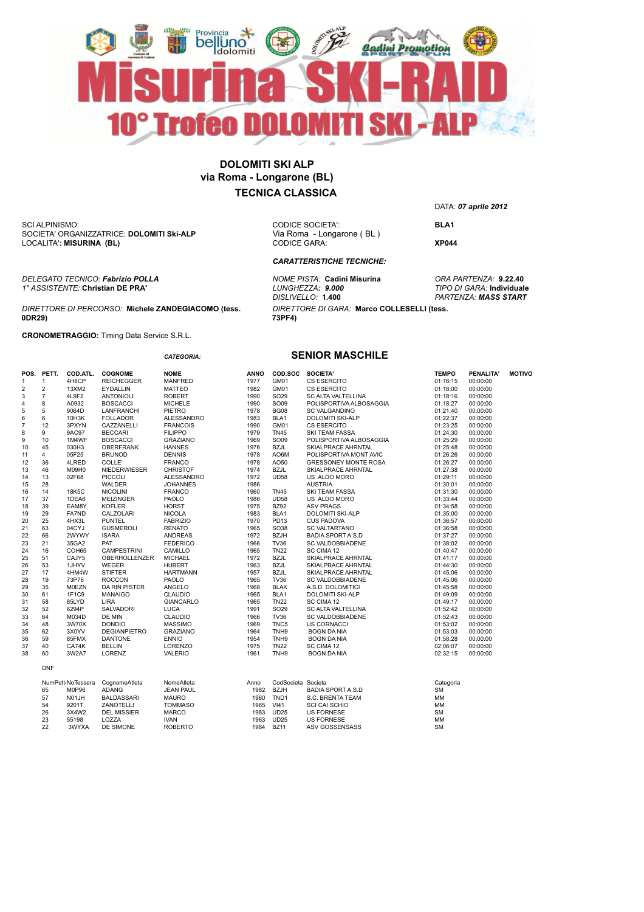# Misurina SKI-RAID

## 10° Trofeo DOLOMITI SKI - ALP

**DOLOMITI SKI ALP**
**via Roma - Longarone (BL)**
**TECNICA CLASSICA**

DATA: ***07 aprile 2012***

SCI ALPINISMO:
SOCIETA' ORGANIZZATRICE: **DOLOMITI Ski-ALP**
LOCALITA'**: MISURINA (BL)**

CODICE SOCIETA': **BLA1**
Via Roma - Longarone ( BL )
CODICE GARA: **XP044**

***CARATTERISTICHE TECNICHE:***

*DELEGATO TECNICO:* ***Fabrizio POLLA***
*1° ASSISTENTE:* **Christian DE PRA'**

*NOME PISTA:* **Cadini Misurina**
*LUNGHEZZA:* ***9.000***
*DISLIVELLO:* **1.400**

*ORA PARTENZA:* **9.22.40**
*TIPO DI GARA:* **Individuale**
*PARTENZA:* ***MASS START***

*DIRETTORE DI PERCORSO:* **Michele ZANDEGIACOMO (tess. 0DR29)**

*DIRETTORE DI GARA:* **Marco COLLESELLI (tess. 73PF4)**

**CRONOMETRAGGIO:** Timing Data Service S.R.L.

*CATEGORIA:* **SENIOR MASCHILE**

| POS. | PETT. | COD.ATL. | COGNOME | NOME | ANNO | COD.SOC | SOCIETA' | TEMPO | PENALITA' | MOTIVO |
|---|---|---|---|---|---|---|---|---|---|---|
| 1 | 1 | 4H8CP | REICHEGGER | MANFRED | 1977 | GM01 | CS ESERCITO | 01:16:15 | 00:00:00 | |
| 2 | 2 | 13XM2 | EYDALLIN | MATTEO | 1982 | GM01 | CS ESERCITO | 01:18:00 | 00:00:00 | |
| 3 | 7 | 4L9F2 | ANTONIOLI | ROBERT | 1990 | SO29 | SC ALTA VALTELLINA | 01:18:16 | 00:00:00 | |
| 4 | 8 | A0932 | BOSCACCI | MICHELE | 1990 | SO09 | POLISPORTIVA ALBOSAGGIA | 01:18:27 | 00:00:00 | |
| 5 | 5 | 9064D | LANFRANCHI | PIETRO | 1978 | BG08 | SC VALGANDINO | 01:21:40 | 00:00:00 | |
| 6 | 6 | 10H3K | FOLLADOR | ALESSANDRO | 1983 | BLA1 | DOLOMITI SKI-ALP | 01:22:37 | 00:00:00 | |
| 7 | 12 | 3PXYN | CAZZANELLI | FRANCOIS | 1990 | GM01 | CS ESERCITO | 01:23:25 | 00:00:00 | |
| 8 | 9 | 9AC97 | BECCARI | FILIPPO | 1979 | TN45 | SKI TEAM FASSA | 01:24:30 | 00:00:00 | |
| 9 | 10 | 1M4WF | BOSCACCI | GRAZIANO | 1969 | SO09 | POLISPORTIVA ALBOSAGGIA | 01:25:29 | 00:00:00 | |
| 10 | 45 | 030H3 | OBERFRANK | HANNES | 1976 | BZJL | SKIALPRACE AHRNTAL | 01:25:48 | 00:00:00 | |
| 11 | 4 | 05F25 | BRUNOD | DENNIS | 1978 | AO6M | POLISPORTIVA MONT AVIC | 01:26:26 | 00:00:00 | |
| 12 | 36 | 4LRED | COLLE' | FRANCO | 1978 | AO50 | GRESSONEY MONTE ROSA | 01:26:27 | 00:00:00 | |
| 13 | 46 | M09H0 | NIEDERWIESER | CHRISTOF | 1974 | BZJL | SKIALPRACE AHRNTAL | 01:27:38 | 00:00:00 | |
| 14 | 13 | 02F68 | PICCOLI | ALESSANDRO | 1972 | UD58 | US ALDO MORO | 01:29:11 | 00:00:00 | |
| 15 | 28 | | WALDER | JOHANNES | 1986 | | AUSTRIA | 01:30:01 | 00:00:00 | |
| 16 | 14 | 18K5C | NICOLINI | FRANCO | 1960 | TN45 | SKI TEAM FASSA | 01:31:30 | 00:00:00 | |
| 17 | 37 | 1DEA6 | MEIZINGER | PAOLO | 1986 | UD58 | US ALDO MORO | 01:33:44 | 00:00:00 | |
| 18 | 39 | EAM8Y | KOFLER | HORST | 1975 | BZ92 | ASV PRAGS | 01:34:58 | 00:00:00 | |
| 19 | 29 | FA7ND | CALZOLARI | NICOLA | 1983 | BLA1 | DOLOMITI SKI-ALP | 01:35:00 | 00:00:00 | |
| 20 | 25 | 4HX3L | PUNTEL | FABRIZIO | 1970 | PD13 | CUS PADOVA | 01:36:57 | 00:00:00 | |
| 21 | 63 | 04CYJ | GUSMEROLI | RENATO | 1965 | SO38 | SC VALTARTANO | 01:36:58 | 00:00:00 | |
| 22 | 66 | 2WYWY | ISARA | ANDREAS | 1972 | BZJH | BADIA SPORT A.S.D | 01:37:27 | 00:00:00 | |
| 23 | 21 | 35GA2 | PAT | FEDERICO | 1966 | TV36 | SC VALDOBBIADENE | 01:38:02 | 00:00:00 | |
| 24 | 16 | COH65 | CAMPESTRINI | CAMILLO | 1965 | TN22 | SC CIMA 12 | 01:40:47 | 00:00:00 | |
| 25 | 51 | CAJY5 | OBERHOLLENZER | MICHAEL | 1972 | BZJL | SKIALPRACE AHRNTAL | 01:41:17 | 00:00:00 | |
| 26 | 53 | 1JHYV | WEGER | HUBERT | 1963 | BZJL | SKIALPRACE AHRNTAL | 01:44:30 | 00:00:00 | |
| 27 | 17 | 4HM4W | STIFTER | HARTMANN | 1957 | BZJL | SKIALPRACE AHRNTAL | 01:45:06 | 00:00:00 | |
| 28 | 19 | 73P76 | ROCCON | PAOLO | 1965 | TV36 | SC VALDOBBIADENE | 01:45:06 | 00:00:00 | |
| 29 | 35 | M0EZN | DA RIN PISTER | ANGELO | 1968 | BLAK | A.S.D. DOLOMITICI | 01:45:58 | 00:00:00 | |
| 30 | 61 | 1F1C9 | MANAIGO | CLAUDIO | 1965 | BLA1 | DOLOMITI SKI-ALP | 01:49:09 | 00:00:00 | |
| 31 | 58 | 85LYD | LIRA | GIANCARLO | 1965 | TN22 | SC CIMA 12 | 01:49:17 | 00:00:00 | |
| 32 | 52 | 6294P | SALVADORI | LUCA | 1991 | SO29 | SC ALTA VALTELLINA | 01:52:42 | 00:00:00 | |
| 33 | 64 | M034D | DE MIN | CLAUDIO | 1966 | TV36 | SC VALDOBBIADENE | 01:52:43 | 00:00:00 | |
| 34 | 48 | 3W70X | DONDIO | MASSIMO | 1969 | TNC5 | US CORNACCI | 01:53:02 | 00:00:00 | |
| 35 | 62 | 3X0YV | DEGIANPIETRO | GRAZIANO | 1964 | TNH9 | BOGN DA NIA | 01:53:03 | 00:00:00 | |
| 36 | 59 | 85FMX | DANTONE | ENNIO | 1954 | TNH9 | BOGN DA NIA | 01:58:28 | 00:00:00 | |
| 37 | 40 | CA74K | BELLIN | LORENZO | 1975 | TN22 | SC CIMA 12 | 02:06:07 | 00:00:00 | |
| 38 | 60 | 3W2A7 | LORENZ | VALERIO | 1961 | TNH9 | BOGN DA NIA | 02:32:15 | 00:00:00 | |

DNF

| NumPett | NoTessera | CognomeAtleta | NomeAtleta | Anno | CodSocieta | Societa | Categoria |
|---|---|---|---|---|---|---|---|
| 65 | M0P96 | ADANG | JEAN PAUL | 1982 | BZJH | BADIA SPORT A.S.D | SM |
| 57 | N01JH | BALDASSARI | MAURO | 1960 | TND1 | S.C. BRENTA TEAM | MM |
| 54 | 9201T | ZANOTELLI | TOMMASO | 1965 | VI41 | SCI CAI SCHIO | MM |
| 26 | 3X4W2 | DEL MISSIER | MARCO | 1983 | UD25 | US FORNESE | SM |
| 23 | 55198 | LOZZA | IVAN | 1963 | UD25 | US FORNESE | MM |
| 22 | 3WYXA | DE SIMONE | ROBERTO | 1984 | BZ11 | ASV GOSSENSASS | SM |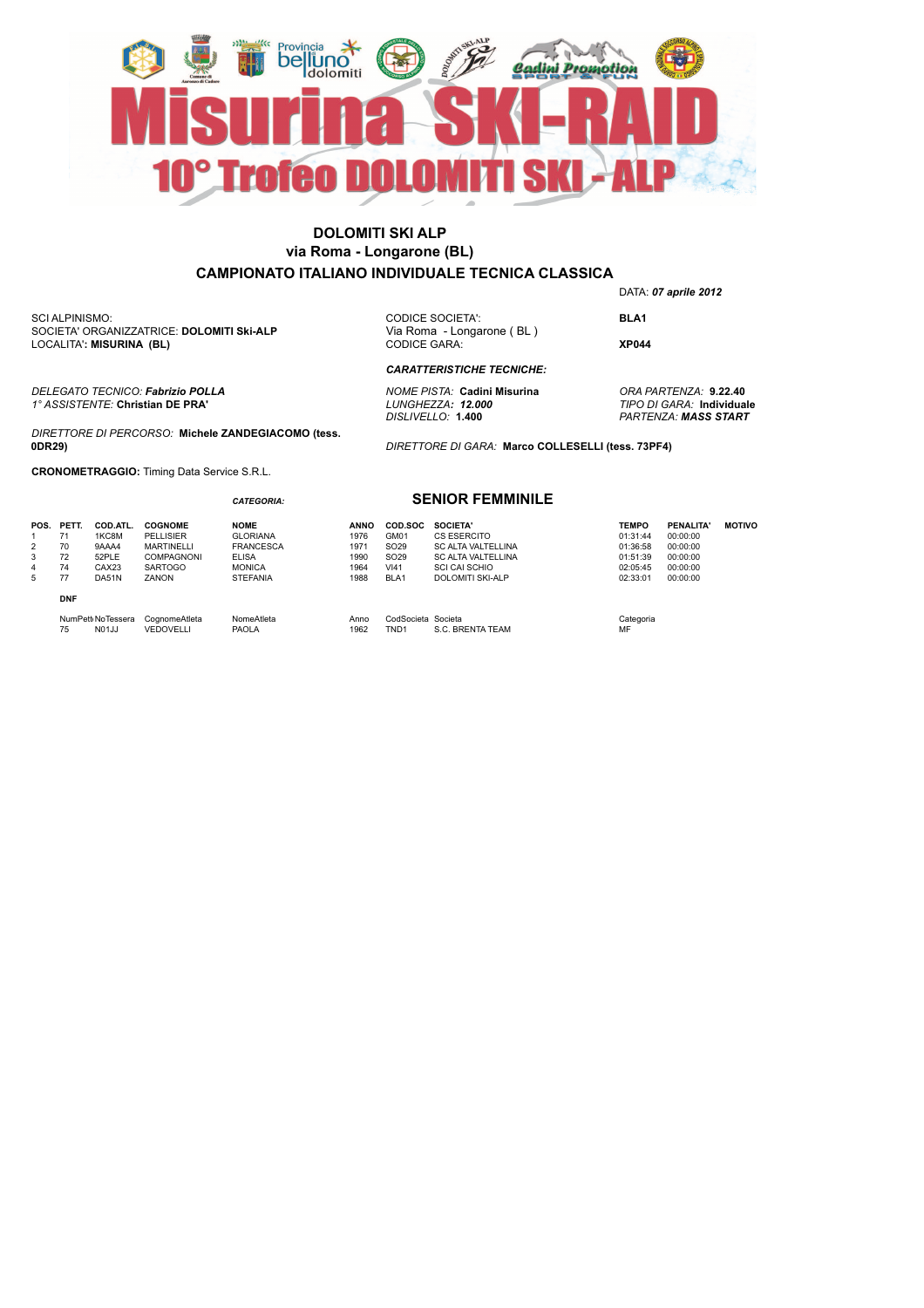# Misurina SKI-RAID

## 10° Trofeo DOLOMITI SKI - ALP

**DOLOMITI SKI ALP**
**via Roma - Longarone (BL)**
**CAMPIONATO ITALIANO INDIVIDUALE TECNICA CLASSICA**

DATA: ***07 aprile 2012***

SCI ALPINISMO:
SOCIETA' ORGANIZZATRICE: **DOLOMITI Ski-ALP**
LOCALITA'**: MISURINA (BL)**

CODICE SOCIETA': **BLA1**
Via Roma - Longarone ( BL )
CODICE GARA: **XP044**

***CARATTERISTICHE TECNICHE:***

*DELEGATO TECNICO:* ***Fabrizio POLLA***
*1° ASSISTENTE:* **Christian DE PRA'**

*NOME PISTA:* **Cadini Misurina**
*LUNGHEZZA:* ***12.000***
*DISLIVELLO:* **1.400**

*ORA PARTENZA:* **9.22.40**
*TIPO DI GARA:* **Individuale**
*PARTENZA:* ***MASS START***

*DIRETTORE DI PERCORSO:* **Michele ZANDEGIACOMO (tess. 0DR29)**

*DIRETTORE DI GARA:* **Marco COLLESELLI (tess. 73PF4)**

**CRONOMETRAGGIO:** Timing Data Service S.R.L.

*CATEGORIA:* **SENIOR FEMMINILE**

| POS. | PETT. | COD.ATL. | COGNOME | NOME | ANNO | COD.SOC | SOCIETA' | TEMPO | PENALITA' | MOTIVO |
|---|---|---|---|---|---|---|---|---|---|---|
| 1 | 71 | 1KC8M | PELLISIER | GLORIANA | 1976 | GM01 | CS ESERCITO | 01:31:44 | 00:00:00 | |
| 2 | 70 | 9AAA4 | MARTINELLI | FRANCESCA | 1971 | SO29 | SC ALTA VALTELLINA | 01:36:58 | 00:00:00 | |
| 3 | 72 | 52PLE | COMPAGNONI | ELISA | 1990 | SO29 | SC ALTA VALTELLINA | 01:51:39 | 00:00:00 | |
| 4 | 74 | CAX23 | SARTOGO | MONICA | 1964 | VI41 | SCI CAI SCHIO | 02:05:45 | 00:00:00 | |
| 5 | 77 | DA51N | ZANON | STEFANIA | 1988 | BLA1 | DOLOMITI SKI-ALP | 02:33:01 | 00:00:00 | |

**DNF**

| NumPett | NoTessera | CognomeAtleta | NomeAtleta | Anno | CodSocieta | Societa | Categoria |
|---|---|---|---|---|---|---|---|
| 75 | N01JJ | VEDOVELLI | PAOLA | 1962 | TND1 | S.C. BRENTA TEAM | MF |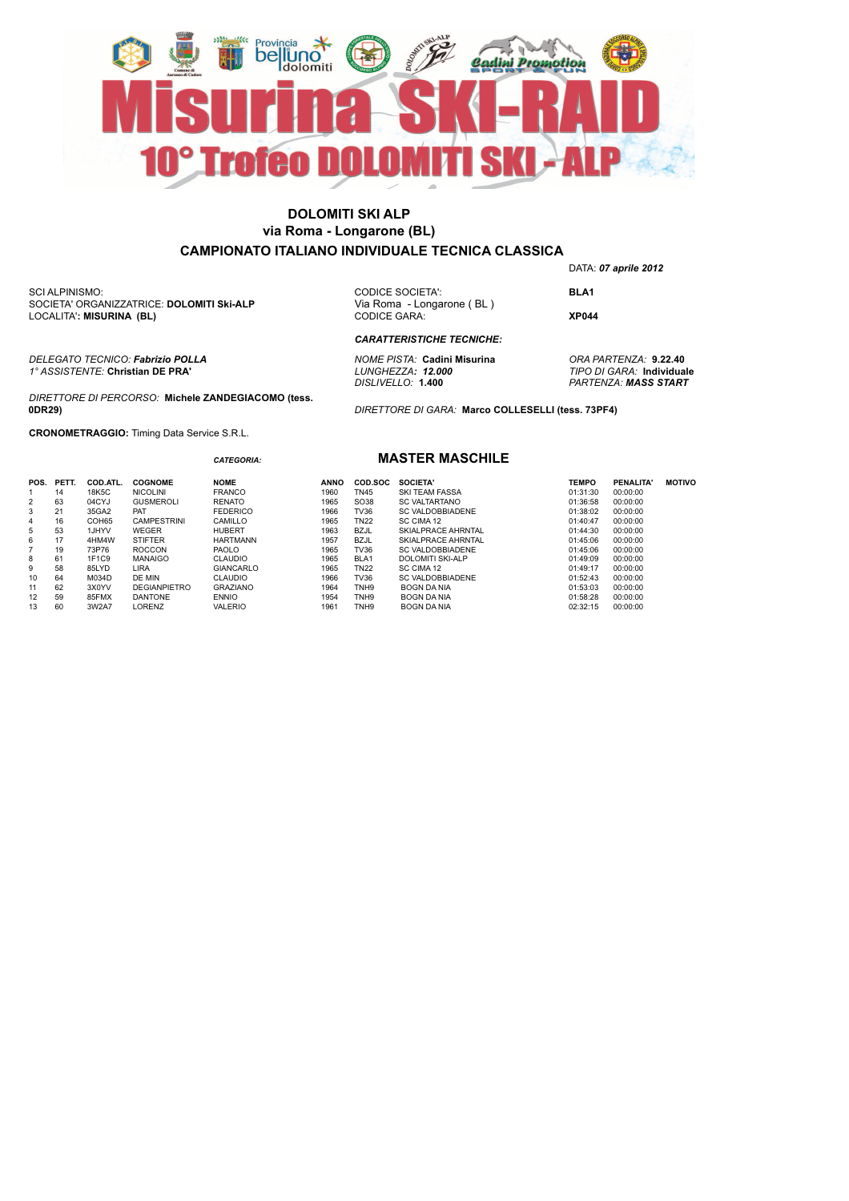# Misurina SKI-RAID

## 10° Trofeo DOLOMITI SKI - ALP

**DOLOMITI SKI ALP**
**via Roma - Longarone (BL)**
**CAMPIONATO ITALIANO INDIVIDUALE TECNICA CLASSICA**

DATA: ***07 aprile 2012***

SCI ALPINISMO:
SOCIETA' ORGANIZZATRICE: **DOLOMITI Ski-ALP**
LOCALITA'**: MISURINA (BL)**

CODICE SOCIETA': **BLA1**
Via Roma - Longarone ( BL )
CODICE GARA: **XP044**

***CARATTERISTICHE TECNICHE:***

*DELEGATO TECNICO:* ***Fabrizio POLLA***
*1° ASSISTENTE:* **Christian DE PRA'**

*NOME PISTA:* **Cadini Misurina**
*LUNGHEZZA:* ***12.000***
*DISLIVELLO:* **1.400**

*ORA PARTENZA:* **9.22.40**
*TIPO DI GARA:* **Individuale**
*PARTENZA:* ***MASS START***

*DIRETTORE DI PERCORSO:* **Michele ZANDEGIACOMO (tess. 0DR29)**

*DIRETTORE DI GARA:* **Marco COLLESELLI (tess. 73PF4)**

**CRONOMETRAGGIO:** Timing Data Service S.R.L.

***CATEGORIA:*** **MASTER MASCHILE**

| POS. | PETT. | COD.ATL. | COGNOME | NOME | ANNO | COD.SOC | SOCIETA' | TEMPO | PENALITA' | MOTIVO |
|---|---|---|---|---|---|---|---|---|---|---|
| 1 | 14 | 18K5C | NICOLINI | FRANCO | 1960 | TN45 | SKI TEAM FASSA | 01:31:30 | 00:00:00 | |
| 2 | 63 | 04CYJ | GUSMEROLI | RENATO | 1965 | SO38 | SC VALTARTANO | 01:36:58 | 00:00:00 | |
| 3 | 21 | 35GA2 | PAT | FEDERICO | 1966 | TV36 | SC VALDOBBIADENE | 01:38:02 | 00:00:00 | |
| 4 | 16 | COH65 | CAMPESTRINI | CAMILLO | 1965 | TN22 | SC CIMA 12 | 01:40:47 | 00:00:00 | |
| 5 | 53 | 1JHYV | WEGER | HUBERT | 1963 | BZJL | SKIALPRACE AHRNTAL | 01:44:30 | 00:00:00 | |
| 6 | 17 | 4HM4W | STIFTER | HARTMANN | 1957 | BZJL | SKIALPRACE AHRNTAL | 01:45:06 | 00:00:00 | |
| 7 | 19 | 73P76 | ROCCON | PAOLO | 1965 | TV36 | SC VALDOBBIADENE | 01:45:06 | 00:00:00 | |
| 8 | 61 | 1F1C9 | MANAIGO | CLAUDIO | 1965 | BLA1 | DOLOMITI SKI-ALP | 01:49:09 | 00:00:00 | |
| 9 | 58 | 85LYD | LIRA | GIANCARLO | 1965 | TN22 | SC CIMA 12 | 01:49:17 | 00:00:00 | |
| 10 | 64 | M034D | DE MIN | CLAUDIO | 1966 | TV36 | SC VALDOBBIADENE | 01:52:43 | 00:00:00 | |
| 11 | 62 | 3X0YV | DEGIANPIETRO | GRAZIANO | 1964 | TNH9 | BOGN DA NIA | 01:53:03 | 00:00:00 | |
| 12 | 59 | 85FMX | DANTONE | ENNIO | 1954 | TNH9 | BOGN DA NIA | 01:58:28 | 00:00:00 | |
| 13 | 60 | 3W2A7 | LORENZ | VALERIO | 1961 | TNH9 | BOGN DA NIA | 02:32:15 | 00:00:00 | |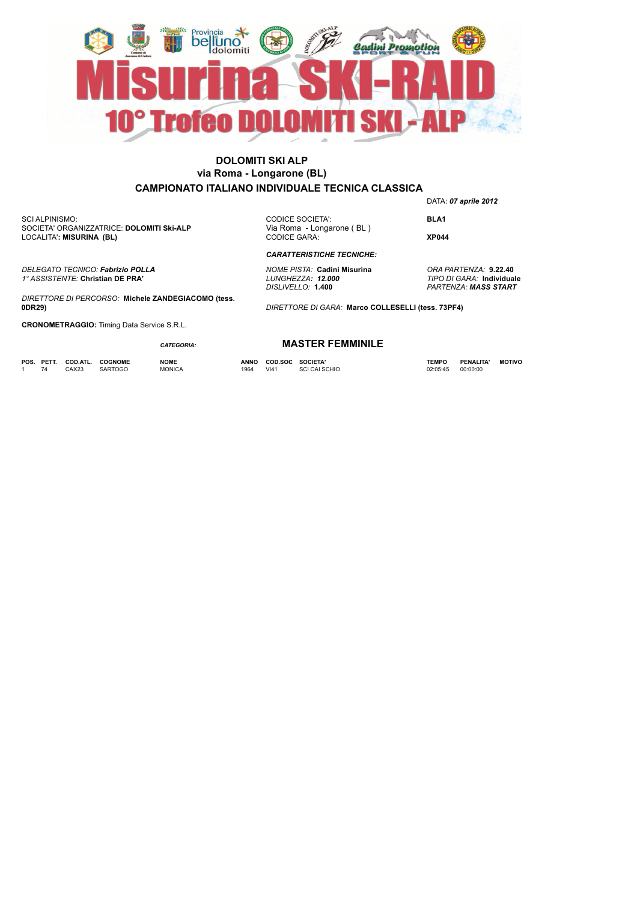# Misurina SKI-RAID

## 10° Trofeo DOLOMITI SKI - ALP

**DOLOMITI SKI ALP**
**via Roma - Longarone (BL)**
**CAMPIONATO ITALIANO INDIVIDUALE TECNICA CLASSICA**

DATA: ***07 aprile 2012***

SCI ALPINISMO:
SOCIETA' ORGANIZZATRICE: **DOLOMITI Ski-ALP**
LOCALITA'**: MISURINA (BL)**

CODICE SOCIETA': **BLA1**
Via Roma - Longarone ( BL )
CODICE GARA: **XP044**

***CARATTERISTICHE TECNICHE:***

*DELEGATO TECNICO:* ***Fabrizio POLLA***
*1° ASSISTENTE:* **Christian DE PRA'**

*NOME PISTA:* **Cadini Misurina**
*LUNGHEZZA:* ***12.000***
*DISLIVELLO:* **1.400**

*ORA PARTENZA:* **9.22.40**
*TIPO DI GARA:* **Individuale**
*PARTENZA:* ***MASS START***

*DIRETTORE DI PERCORSO:* **Michele ZANDEGIACOMO (tess. 0DR29)**

*DIRETTORE DI GARA:* **Marco COLLESELLI (tess. 73PF4)**

**CRONOMETRAGGIO:** Timing Data Service S.R.L.

*CATEGORIA:* **MASTER FEMMINILE**

| POS. | PETT. | COD.ATL. | COGNOME | NOME | ANNO | COD.SOC | SOCIETA' | TEMPO | PENALITA' | MOTIVO |
|---|---|---|---|---|---|---|---|---|---|---|
| 1 | 74 | CAX23 | SARTOGO | MONICA | 1964 | VI41 | SCI CAI SCHIO | 02:05:45 | 00:00:00 | |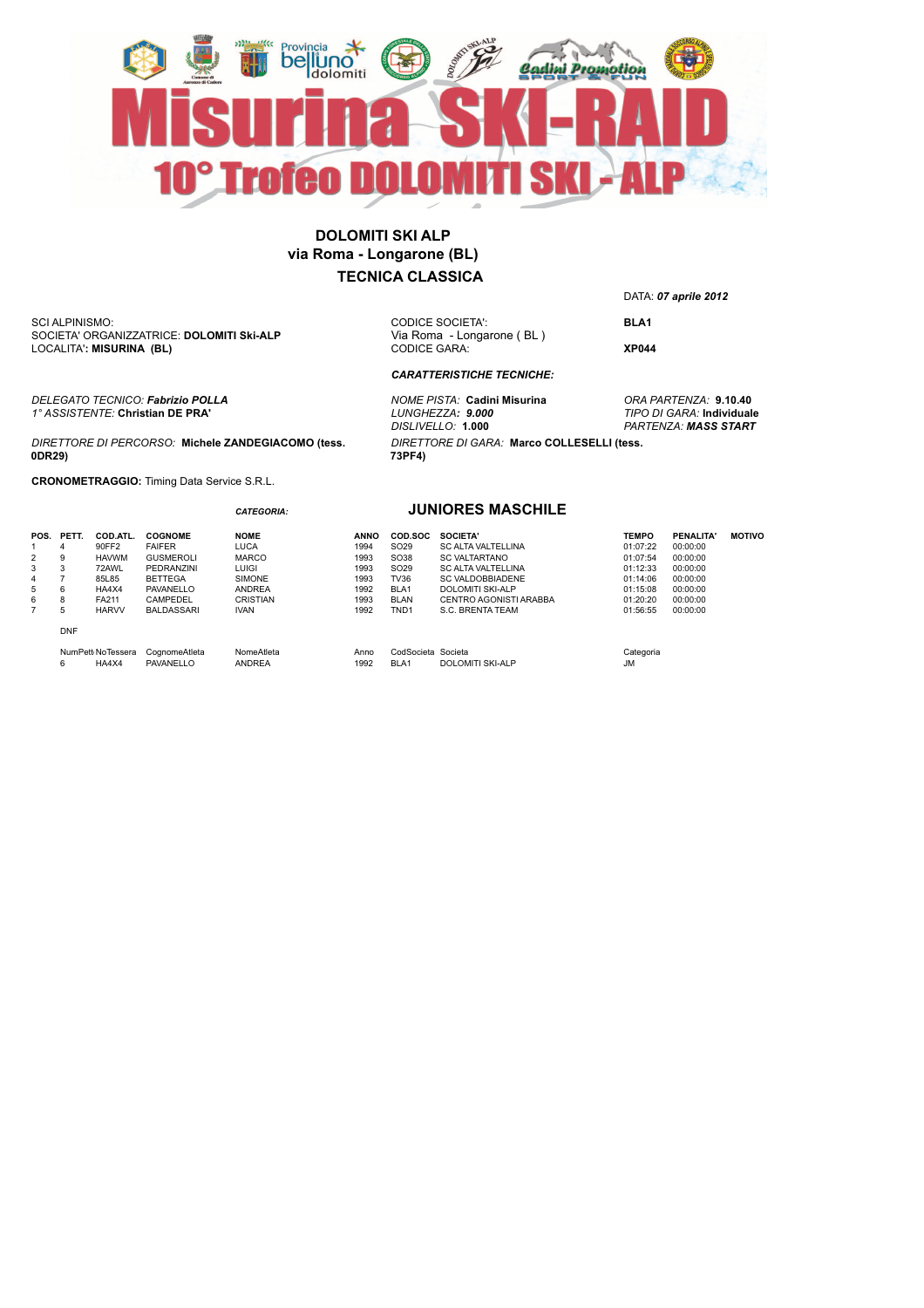# Misurina SKI-RAID

## 10° Trofeo DOLOMITI SKI - ALP

**DOLOMITI SKI ALP**
**via Roma - Longarone (BL)**
**TECNICA CLASSICA**

DATA: ***07 aprile 2012***

SCI ALPINISMO:
SOCIETA' ORGANIZZATRICE: **DOLOMITI Ski-ALP**
LOCALITA'**: MISURINA (BL)**

CODICE SOCIETA': **BLA1**
Via Roma - Longarone ( BL )
CODICE GARA: **XP044**

***CARATTERISTICHE TECNICHE:***

*DELEGATO TECNICO:* ***Fabrizio POLLA***
*1° ASSISTENTE:* **Christian DE PRA'**

*NOME PISTA:* **Cadini Misurina**
*LUNGHEZZA:* ***9.000***
*DISLIVELLO:* **1.000**

*ORA PARTENZA:* **9.10.40**
*TIPO DI GARA:* **Individuale**
*PARTENZA:* ***MASS START***

*DIRETTORE DI PERCORSO:* **Michele ZANDEGIACOMO (tess. 0DR29)**

*DIRETTORE DI GARA:* **Marco COLLESELLI (tess. 73PF4)**

**CRONOMETRAGGIO:** Timing Data Service S.R.L.

***CATEGORIA:*** **JUNIORES MASCHILE**

| POS. | PETT. | COD.ATL. | COGNOME | NOME | ANNO | COD.SOC | SOCIETA' | TEMPO | PENALITA' | MOTIVO |
|---|---|---|---|---|---|---|---|---|---|---|
| 1 | 4 | 90FF2 | FAIFER | LUCA | 1994 | SO29 | SC ALTA VALTELLINA | 01:07:22 | 00:00:00 | |
| 2 | 9 | HAVWM | GUSMEROLI | MARCO | 1993 | SO38 | SC VALTARTANO | 01:07:54 | 00:00:00 | |
| 3 | 3 | 72AWL | PEDRANZINI | LUIGI | 1993 | SO29 | SC ALTA VALTELLINA | 01:12:33 | 00:00:00 | |
| 4 | 7 | 85L85 | BETTEGA | SIMONE | 1993 | TV36 | SC VALDOBBIADENE | 01:14:06 | 00:00:00 | |
| 5 | 6 | HA4X4 | PAVANELLO | ANDREA | 1992 | BLA1 | DOLOMITI SKI-ALP | 01:15:08 | 00:00:00 | |
| 6 | 8 | FA211 | CAMPEDEL | CRISTIAN | 1993 | BLAN | CENTRO AGONISTI ARABBA | 01:20:20 | 00:00:00 | |
| 7 | 5 | HARVV | BALDASSARI | IVAN | 1992 | TND1 | S.C. BRENTA TEAM | 01:56:55 | 00:00:00 | |

DNF

| NumPett | NoTessera | CognomeAtleta | NomeAtleta | Anno | CodSocieta | Societa | Categoria |
|---|---|---|---|---|---|---|---|
| 6 | HA4X4 | PAVANELLO | ANDREA | 1992 | BLA1 | DOLOMITI SKI-ALP | JM |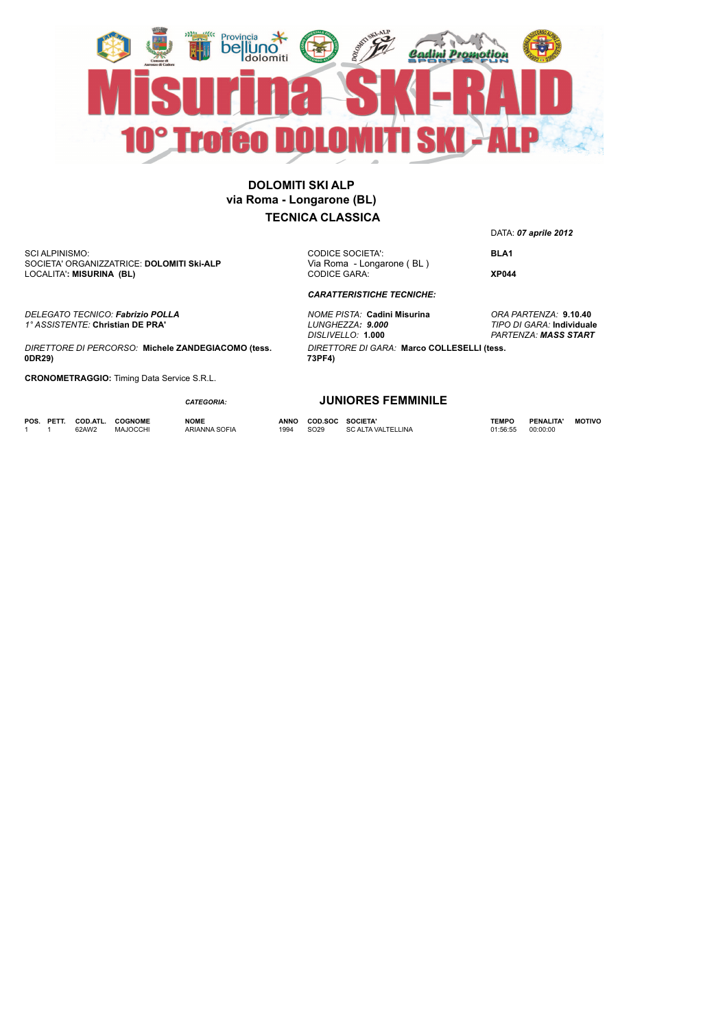# Misurina SKI-RAID

## 10° Trofeo DOLOMITI SKI - ALP

**DOLOMITI SKI ALP**
**via Roma - Longarone (BL)**
**TECNICA CLASSICA**

DATA: ***07 aprile 2012***

SCI ALPINISMO:
SOCIETA' ORGANIZZATRICE: **DOLOMITI Ski-ALP**
LOCALITA'**: MISURINA (BL)**

CODICE SOCIETA': **BLA1**
Via Roma - Longarone ( BL )
CODICE GARA: **XP044**

***CARATTERISTICHE TECNICHE:***

*DELEGATO TECNICO:* ***Fabrizio POLLA***
*1° ASSISTENTE:* **Christian DE PRA'**

*NOME PISTA:* **Cadini Misurina**
*LUNGHEZZA:* ***9.000***
*DISLIVELLO:* **1.000**

*ORA PARTENZA:* **9.10.40**
*TIPO DI GARA:* **Individuale**
*PARTENZA:* ***MASS START***

*DIRETTORE DI PERCORSO:* **Michele ZANDEGIACOMO (tess. 0DR29)**

*DIRETTORE DI GARA:* **Marco COLLESELLI (tess. 73PF4)**

**CRONOMETRAGGIO:** Timing Data Service S.R.L.

***CATEGORIA:*** **JUNIORES FEMMINILE**

| POS. | PETT. | COD.ATL. | COGNOME | NOME | ANNO | COD.SOC | SOCIETA' | TEMPO | PENALITA' | MOTIVO |
|---|---|---|---|---|---|---|---|---|---|---|
| 1 | 1 | 62AW2 | MAJOCCHI | ARIANNA SOFIA | 1994 | SO29 | SC ALTA VALTELLINA | 01:56:55 | 00:00:00 | |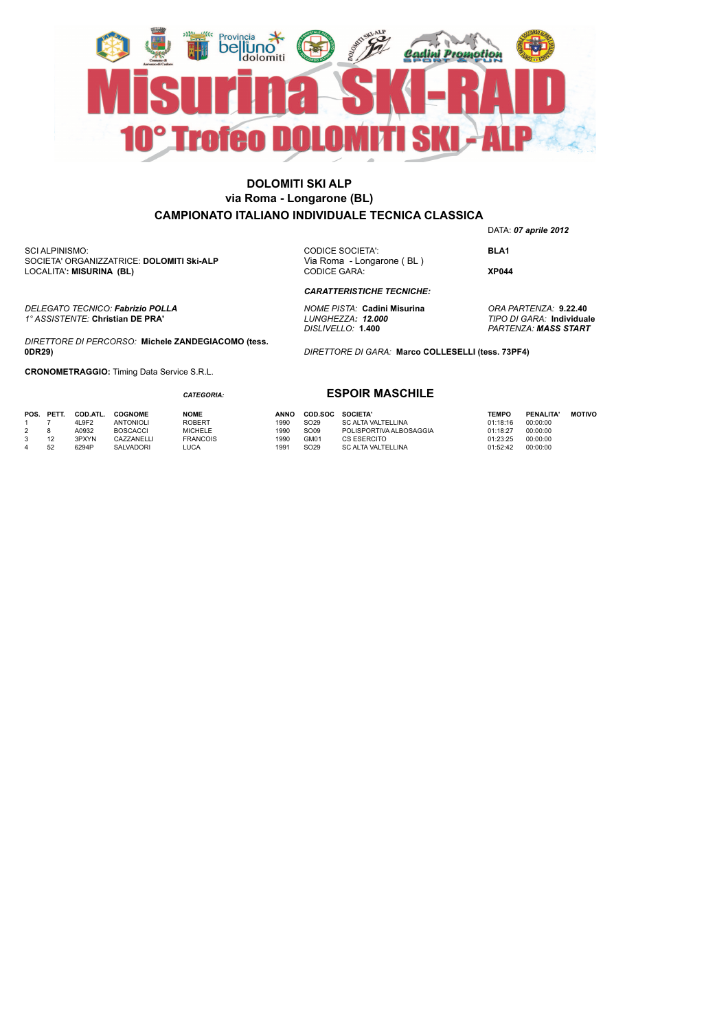# Misurina SKI-RAID

## 10° Trofeo DOLOMITI SKI - ALP

**DOLOMITI SKI ALP**
**via Roma - Longarone (BL)**
**CAMPIONATO ITALIANO INDIVIDUALE TECNICA CLASSICA**

DATA: ***07 aprile 2012***

SCI ALPINISMO:
SOCIETA' ORGANIZZATRICE: **DOLOMITI Ski-ALP**
LOCALITA'**: MISURINA (BL)**

CODICE SOCIETA': **BLA1**
Via Roma - Longarone ( BL )
CODICE GARA: **XP044**

***CARATTERISTICHE TECNICHE:***

*DELEGATO TECNICO:* ***Fabrizio POLLA***
*1° ASSISTENTE:* **Christian DE PRA'**

*NOME PISTA:* **Cadini Misurina**
*LUNGHEZZA:* ***12.000***
*DISLIVELLO:* **1.400**

*ORA PARTENZA:* **9.22.40**
*TIPO DI GARA:* **Individuale**
*PARTENZA:* ***MASS START***

*DIRETTORE DI PERCORSO:* **Michele ZANDEGIACOMO (tess. 0DR29)**

*DIRETTORE DI GARA:* **Marco COLLESELLI (tess. 73PF4)**

**CRONOMETRAGGIO:** Timing Data Service S.R.L.

*CATEGORIA:* **ESPOIR MASCHILE**

| POS. | PETT. | COD.ATL. | COGNOME | NOME | ANNO | COD.SOC | SOCIETA' | TEMPO | PENALITA' | MOTIVO |
|---|---|---|---|---|---|---|---|---|---|---|
| 1 | 7 | 4L9F2 | ANTONIOLI | ROBERT | 1990 | SO29 | SC ALTA VALTELLINA | 01:18:16 | 00:00:00 | |
| 2 | 8 | A0932 | BOSCACCI | MICHELE | 1990 | SO09 | POLISPORTIVA ALBOSAGGIA | 01:18:27 | 00:00:00 | |
| 3 | 12 | 3PXYN | CAZZANELLI | FRANCOIS | 1990 | GM01 | CS ESERCITO | 01:23:25 | 00:00:00 | |
| 4 | 52 | 6294P | SALVADORI | LUCA | 1991 | SO29 | SC ALTA VALTELLINA | 01:52:42 | 00:00:00 | |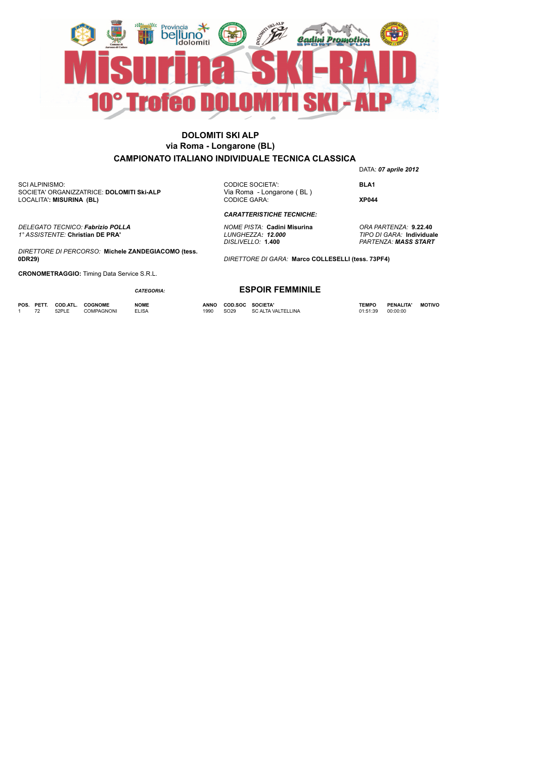# Misurina SKI-RAID

## 10° Trofeo DOLOMITI SKI - ALP

**DOLOMITI SKI ALP**
**via Roma - Longarone (BL)**
**CAMPIONATO ITALIANO INDIVIDUALE TECNICA CLASSICA**

DATA: ***07 aprile 2012***

SCI ALPINISMO:
SOCIETA' ORGANIZZATRICE: **DOLOMITI Ski-ALP**
LOCALITA'**: MISURINA (BL)**

CODICE SOCIETA': **BLA1**
Via Roma - Longarone ( BL )
CODICE GARA: **XP044**

***CARATTERISTICHE TECNICHE:***

*DELEGATO TECNICO:* ***Fabrizio POLLA***
*1° ASSISTENTE:* **Christian DE PRA'**

*NOME PISTA:* **Cadini Misurina**
*LUNGHEZZA:* ***12.000***
*DISLIVELLO:* **1.400**

*ORA PARTENZA:* **9.22.40**
*TIPO DI GARA:* **Individuale**
*PARTENZA:* ***MASS START***

*DIRETTORE DI PERCORSO:* **Michele ZANDEGIACOMO (tess. 0DR29)**

*DIRETTORE DI GARA:* **Marco COLLESELLI (tess. 73PF4)**

**CRONOMETRAGGIO:** Timing Data Service S.R.L.

*CATEGORIA:* **ESPOIR FEMMINILE**

| POS. | PETT. | COD.ATL. | COGNOME | NOME | ANNO | COD.SOC | SOCIETA' | TEMPO | PENALITA' | MOTIVO |
|---|---|---|---|---|---|---|---|---|---|---|
| 1 | 72 | 52PLE | COMPAGNONI | ELISA | 1990 | SO29 | SC ALTA VALTELLINA | 01:51:39 | 00:00:00 | |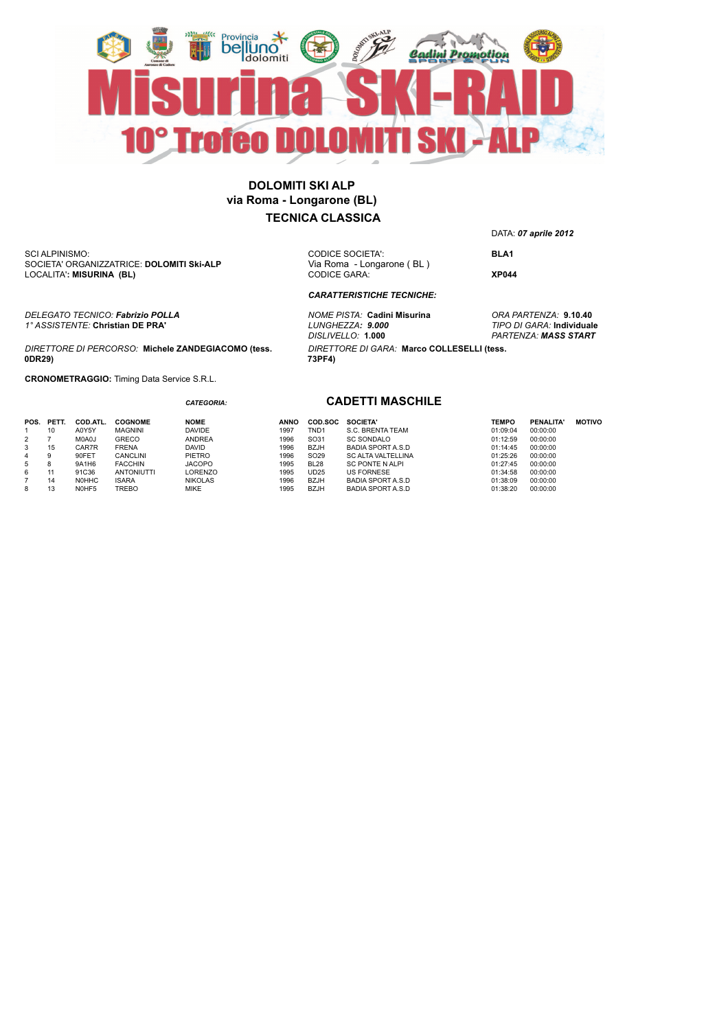# Misurina SKI-RAID

## 10° Trofeo DOLOMITI SKI - ALP

**DOLOMITI SKI ALP**
**via Roma - Longarone (BL)**
**TECNICA CLASSICA**

DATA: ***07 aprile 2012***

SCI ALPINISMO:
SOCIETA' ORGANIZZATRICE: **DOLOMITI Ski-ALP**
LOCALITA'**: MISURINA (BL)**

CODICE SOCIETA': **BLA1**
Via Roma - Longarone ( BL )
CODICE GARA: **XP044**

***CARATTERISTICHE TECNICHE:***

*DELEGATO TECNICO:* ***Fabrizio POLLA***
*1° ASSISTENTE:* **Christian DE PRA'**

*NOME PISTA:* **Cadini Misurina**
*LUNGHEZZA:* ***9.000***
*DISLIVELLO:* **1.000**

*ORA PARTENZA:* **9.10.40**
*TIPO DI GARA:* **Individuale**
*PARTENZA:* ***MASS START***

*DIRETTORE DI PERCORSO:* **Michele ZANDEGIACOMO (tess. 0DR29)**

*DIRETTORE DI GARA:* **Marco COLLESELLI (tess. 73PF4)**

**CRONOMETRAGGIO:** Timing Data Service S.R.L.

***CATEGORIA:*** **CADETTI MASCHILE**

| POS. | PETT. | COD.ATL. | COGNOME | NOME | ANNO | COD.SOC | SOCIETA' | TEMPO | PENALITA' | MOTIVO |
|---|---|---|---|---|---|---|---|---|---|---|
| 1 | 10 | A0Y5Y | MAGNINI | DAVIDE | 1997 | TND1 | S.C. BRENTA TEAM | 01:09:04 | 00:00:00 | |
| 2 | 7 | M0A0J | GRECO | ANDREA | 1996 | SO31 | SC SONDALO | 01:12:59 | 00:00:00 | |
| 3 | 15 | CAR7R | FRENA | DAVID | 1996 | BZJH | BADIA SPORT A.S.D | 01:14:45 | 00:00:00 | |
| 4 | 9 | 90FET | CANCLINI | PIETRO | 1996 | SO29 | SC ALTA VALTELLINA | 01:25:26 | 00:00:00 | |
| 5 | 8 | 9A1H6 | FACCHIN | JACOPO | 1995 | BL28 | SC PONTE N ALPI | 01:27:45 | 00:00:00 | |
| 6 | 11 | 91C36 | ANTONIUTTI | LORENZO | 1995 | UD25 | US FORNESE | 01:34:58 | 00:00:00 | |
| 7 | 14 | N0HHC | ISARA | NIKOLAS | 1996 | BZJH | BADIA SPORT A.S.D | 01:38:09 | 00:00:00 | |
| 8 | 13 | N0HF5 | TREBO | MIKE | 1995 | BZJH | BADIA SPORT A.S.D | 01:38:20 | 00:00:00 | |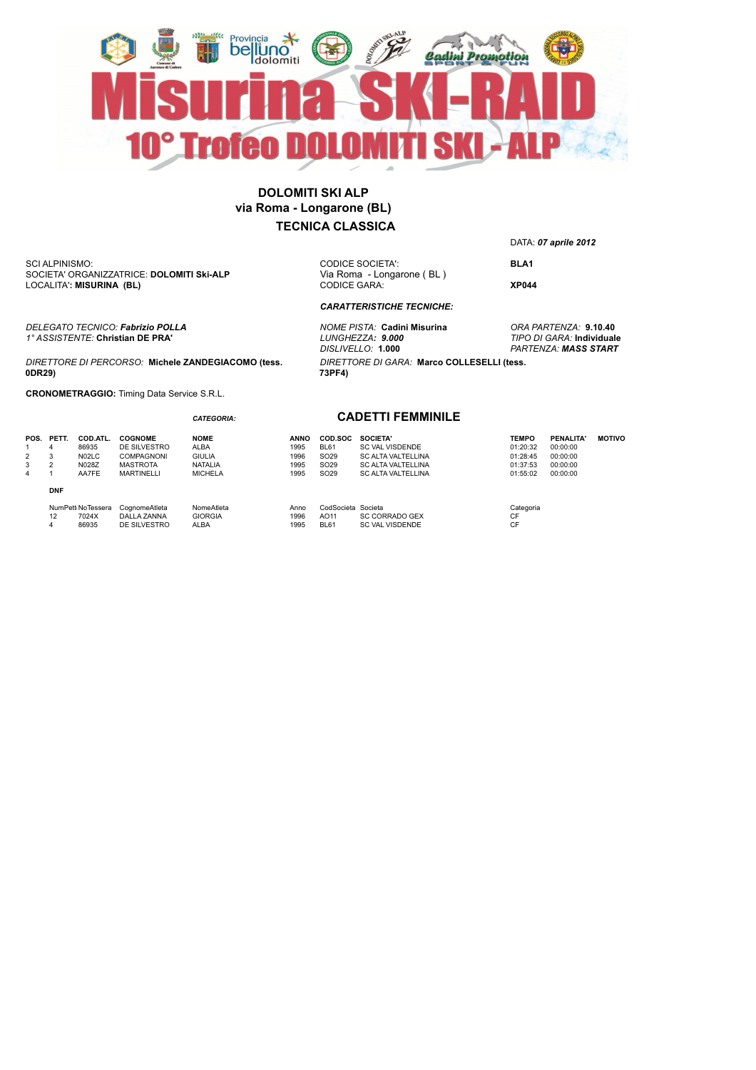# Misurina SKI-RAID

## 10° Trofeo DOLOMITI SKI - ALP

**DOLOMITI SKI ALP**
**via Roma - Longarone (BL)**
**TECNICA CLASSICA**

DATA: ***07 aprile 2012***

SCI ALPINISMO:
SOCIETA' ORGANIZZATRICE: **DOLOMITI Ski-ALP**
LOCALITA'**: MISURINA (BL)**

CODICE SOCIETA': **BLA1**
Via Roma - Longarone ( BL )
CODICE GARA: **XP044**

***CARATTERISTICHE TECNICHE:***

*DELEGATO TECNICO:* ***Fabrizio POLLA***
*1° ASSISTENTE:* **Christian DE PRA'**

*NOME PISTA:* **Cadini Misurina**
*LUNGHEZZA:* ***9.000***
*DISLIVELLO:* **1.000**

*ORA PARTENZA:* **9.10.40**
*TIPO DI GARA:* **Individuale**
*PARTENZA:* ***MASS START***

*DIRETTORE DI PERCORSO:* **Michele ZANDEGIACOMO (tess. 0DR29)**

*DIRETTORE DI GARA:* **Marco COLLESELLI (tess. 73PF4)**

**CRONOMETRAGGIO:** Timing Data Service S.R.L.

***CATEGORIA:*** **CADETTI FEMMINILE**

| POS. | PETT. | COD.ATL. | COGNOME | NOME | ANNO | COD.SOC | SOCIETA' | TEMPO | PENALITA' | MOTIVO |
|---|---|---|---|---|---|---|---|---|---|---|
| 1 | 4 | 86935 | DE SILVESTRO | ALBA | 1995 | BL61 | SC VAL VISDENDE | 01:20:32 | 00:00:00 | |
| 2 | 3 | N02LC | COMPAGNONI | GIULIA | 1996 | SO29 | SC ALTA VALTELLINA | 01:28:45 | 00:00:00 | |
| 3 | 2 | N028Z | MASTROTA | NATALIA | 1995 | SO29 | SC ALTA VALTELLINA | 01:37:53 | 00:00:00 | |
| 4 | 1 | AA7FE | MARTINELLI | MICHELA | 1995 | SO29 | SC ALTA VALTELLINA | 01:55:02 | 00:00:00 | |

**DNF**

| NumPett | NoTessera | CognomeAtleta | NomeAtleta | Anno | CodSocieta | Societa | Categoria |
|---|---|---|---|---|---|---|---|
| 12 | 7024X | DALLA ZANNA | GIORGIA | 1996 | AO11 | SC CORRADO GEX | CF |
| 4 | 86935 | DE SILVESTRO | ALBA | 1995 | BL61 | SC VAL VISDENDE | CF |